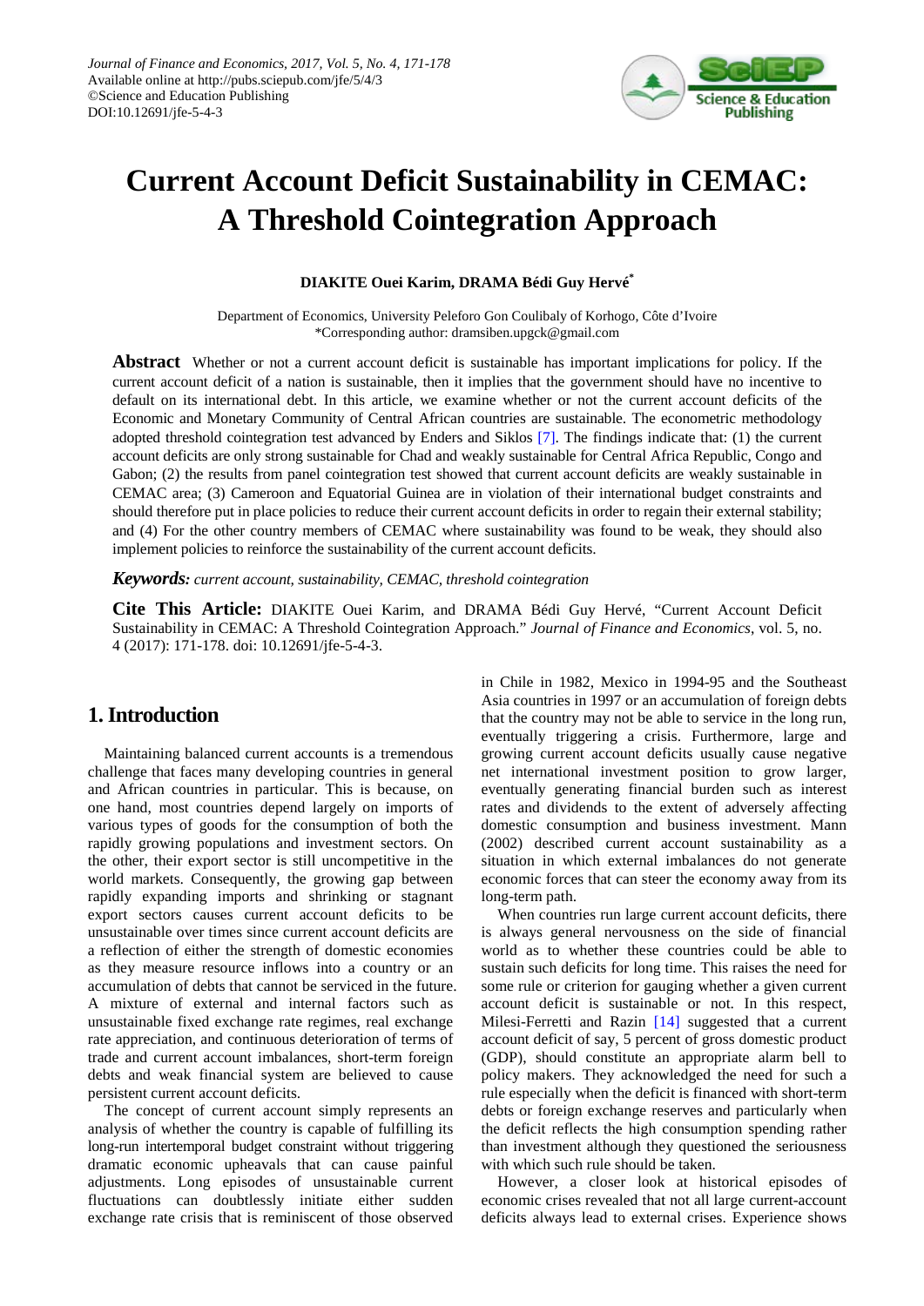# Current Account Deficit Sustainability in CEMAC: A Threshold Cointegration Approach

**DIAKITE Ouei Karim, DRAMA Bédi Guy Hervé***

Department of Economics, University Peleforo Gon Coulibaly of Korhogo, Côte d'Ivoire
*Corresponding author: dramsiben.upgck@gmail.com

**Abstract** Whether or not a current account deficit is sustainable has important implications for policy. If the current account deficit of a nation is sustainable, then it implies that the government should have no incentive to default on its international debt. In this article, we examine whether or not the current account deficits of the Economic and Monetary Community of Central African countries are sustainable. The econometric methodology adopted threshold cointegration test advanced by Enders and Siklos [7]. The findings indicate that: (1) the current account deficits are only strong sustainable for Chad and weakly sustainable for Central Africa Republic, Congo and Gabon; (2) the results from panel cointegration test showed that current account deficits are weakly sustainable in CEMAC area; (3) Cameroon and Equatorial Guinea are in violation of their international budget constraints and should therefore put in place policies to reduce their current account deficits in order to regain their external stability; and (4) For the other country members of CEMAC where sustainability was found to be weak, they should also implement policies to reinforce the sustainability of the current account deficits.

***Keywords:*** *current account, sustainability, CEMAC, threshold cointegration*

**Cite This Article:** DIAKITE Ouei Karim, and DRAMA Bédi Guy Hervé, "Current Account Deficit Sustainability in CEMAC: A Threshold Cointegration Approach." *Journal of Finance and Economics*, vol. 5, no. 4 (2017): 171-178. doi: 10.12691/jfe-5-4-3.

## 1. Introduction

Maintaining balanced current accounts is a tremendous challenge that faces many developing countries in general and African countries in particular. This is because, on one hand, most countries depend largely on imports of various types of goods for the consumption of both the rapidly growing populations and investment sectors. On the other, their export sector is still uncompetitive in the world markets. Consequently, the growing gap between rapidly expanding imports and shrinking or stagnant export sectors causes current account deficits to be unsustainable over times since current account deficits are a reflection of either the strength of domestic economies as they measure resource inflows into a country or an accumulation of debts that cannot be serviced in the future. A mixture of external and internal factors such as unsustainable fixed exchange rate regimes, real exchange rate appreciation, and continuous deterioration of terms of trade and current account imbalances, short-term foreign debts and weak financial system are believed to cause persistent current account deficits.

The concept of current account simply represents an analysis of whether the country is capable of fulfilling its long-run intertemporal budget constraint without triggering dramatic economic upheavals that can cause painful adjustments. Long episodes of unsustainable current fluctuations can doubtlessly initiate either sudden exchange rate crisis that is reminiscent of those observed in Chile in 1982, Mexico in 1994-95 and the Southeast Asia countries in 1997 or an accumulation of foreign debts that the country may not be able to service in the long run, eventually triggering a crisis. Furthermore, large and growing current account deficits usually cause negative net international investment position to grow larger, eventually generating financial burden such as interest rates and dividends to the extent of adversely affecting domestic consumption and business investment. Mann (2002) described current account sustainability as a situation in which external imbalances do not generate economic forces that can steer the economy away from its long-term path.

When countries run large current account deficits, there is always general nervousness on the side of financial world as to whether these countries could be able to sustain such deficits for long time. This raises the need for some rule or criterion for gauging whether a given current account deficit is sustainable or not. In this respect, Milesi-Ferretti and Razin [14] suggested that a current account deficit of say, 5 percent of gross domestic product (GDP), should constitute an appropriate alarm bell to policy makers. They acknowledged the need for such a rule especially when the deficit is financed with short-term debts or foreign exchange reserves and particularly when the deficit reflects the high consumption spending rather than investment although they questioned the seriousness with which such rule should be taken.

However, a closer look at historical episodes of economic crises revealed that not all large current-account deficits always lead to external crises. Experience shows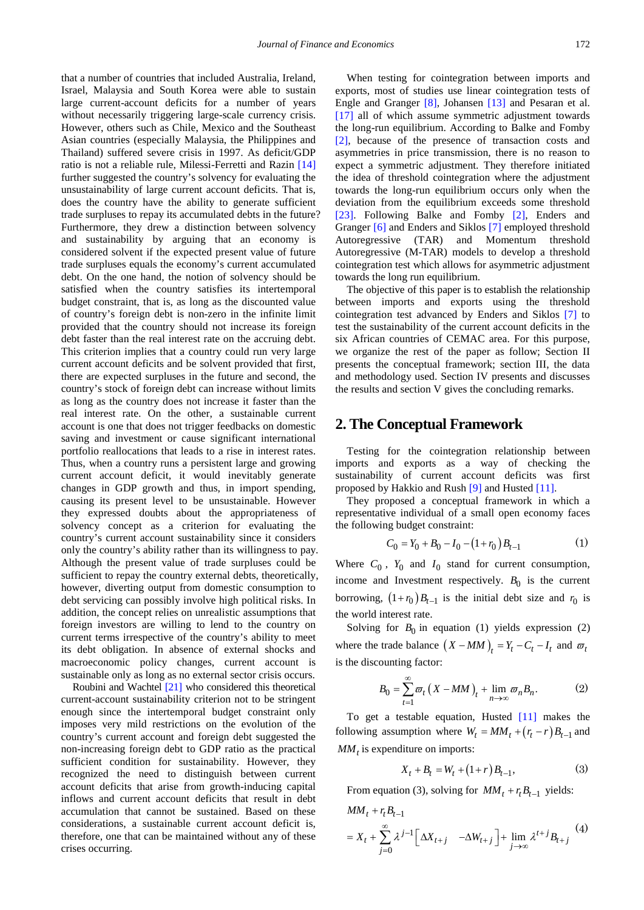that a number of countries that included Australia, Ireland, Israel, Malaysia and South Korea were able to sustain large current-account deficits for a number of years without necessarily triggering large-scale currency crisis. However, others such as Chile, Mexico and the Southeast Asian countries (especially Malaysia, the Philippines and Thailand) suffered severe crisis in 1997. As deficit/GDP ratio is not a reliable rule, Milessi-Ferretti and Razin [14] further suggested the country's solvency for evaluating the unsustainability of large current account deficits. That is, does the country have the ability to generate sufficient trade surpluses to repay its accumulated debts in the future? Furthermore, they drew a distinction between solvency and sustainability by arguing that an economy is considered solvent if the expected present value of future trade surpluses equals the economy's current accumulated debt. On the one hand, the notion of solvency should be satisfied when the country satisfies its intertemporal budget constraint, that is, as long as the discounted value of country's foreign debt is non-zero in the infinite limit provided that the country should not increase its foreign debt faster than the real interest rate on the accruing debt. This criterion implies that a country could run very large current account deficits and be solvent provided that first, there are expected surpluses in the future and second, the country's stock of foreign debt can increase without limits as long as the country does not increase it faster than the real interest rate. On the other, a sustainable current account is one that does not trigger feedbacks on domestic saving and investment or cause significant international portfolio reallocations that leads to a rise in interest rates. Thus, when a country runs a persistent large and growing current account deficit, it would inevitably generate changes in GDP growth and thus, in import spending, causing its present level to be unsustainable. However they expressed doubts about the appropriateness of solvency concept as a criterion for evaluating the country's current account sustainability since it considers only the country's ability rather than its willingness to pay. Although the present value of trade surpluses could be sufficient to repay the country external debts, theoretically, however, diverting output from domestic consumption to debt servicing can possibly involve high political risks. In addition, the concept relies on unrealistic assumptions that foreign investors are willing to lend to the country on current terms irrespective of the country's ability to meet its debt obligation. In absence of external shocks and macroeconomic policy changes, current account is sustainable only as long as no external sector crisis occurs.

Roubini and Wachtel [21] who considered this theoretical current-account sustainability criterion not to be stringent enough since the intertemporal budget constraint only imposes very mild restrictions on the evolution of the country's current account and foreign debt suggested the non-increasing foreign debt to GDP ratio as the practical sufficient condition for sustainability. However, they recognized the need to distinguish between current account deficits that arise from growth-inducing capital inflows and current account deficits that result in debt accumulation that cannot be sustained. Based on these considerations, a sustainable current account deficit is, therefore, one that can be maintained without any of these crises occurring.

When testing for cointegration between imports and exports, most of studies use linear cointegration tests of Engle and Granger [8], Johansen [13] and Pesaran et al. [17] all of which assume symmetric adjustment towards the long-run equilibrium. According to Balke and Fomby [2], because of the presence of transaction costs and asymmetries in price transmission, there is no reason to expect a symmetric adjustment. They therefore initiated the idea of threshold cointegration where the adjustment towards the long-run equilibrium occurs only when the deviation from the equilibrium exceeds some threshold [23]. Following Balke and Fomby [2], Enders and Granger [6] and Enders and Siklos [7] employed threshold Autoregressive (TAR) and Momentum threshold Autoregressive (M-TAR) models to develop a threshold cointegration test which allows for asymmetric adjustment towards the long run equilibrium.

The objective of this paper is to establish the relationship between imports and exports using the threshold cointegration test advanced by Enders and Siklos [7] to test the sustainability of the current account deficits in the six African countries of CEMAC area. For this purpose, we organize the rest of the paper as follow; Section II presents the conceptual framework; section III, the data and methodology used. Section IV presents and discusses the results and section V gives the concluding remarks.

## 2. The Conceptual Framework

Testing for the cointegration relationship between imports and exports as a way of checking the sustainability of current account deficits was first proposed by Hakkio and Rush [9] and Husted [11].

They proposed a conceptual framework in which a representative individual of a small open economy faces the following budget constraint:

$$C_0 = Y_0 + B_0 - I_0 - (1+r_0)B_{t-1} \tag{1}$$

Where $C_0$, $Y_0$ and $I_0$ stand for current consumption, income and Investment respectively. $B_0$ is the current borrowing, $(1+r_0)B_{t-1}$ is the initial debt size and $r_0$ is the world interest rate.

Solving for $B_0$ in equation (1) yields expression (2) where the trade balance $(X-MM)_t = Y_t - C_t - I_t$ and $\varpi_t$ is the discounting factor:

$$B_0 = \sum_{t=1}^{\infty} \varpi_t (X - MM)_t + \lim_{n\to\infty} \varpi_n B_n. \tag{2}$$

To get a testable equation, Husted [11] makes the following assumption where $W_t = MM_t + (r_t - r)B_{t-1}$ and $MM_t$ is expenditure on imports:

$$X_t + B_t = W_t + (1+r)B_{t-1}, \tag{3}$$

From equation (3), solving for $MM_t + r_t B_{t-1}$ yields:

$$MM_t + r_t B_{t-1} = X_t + \sum_{j=0}^{\infty} \lambda^{j-1}\left[\Delta X_{t+j} \quad -\Delta W_{t+j}\right] + \lim_{j\to\infty} \lambda^{t+j} B_{t+j} \tag{4}$$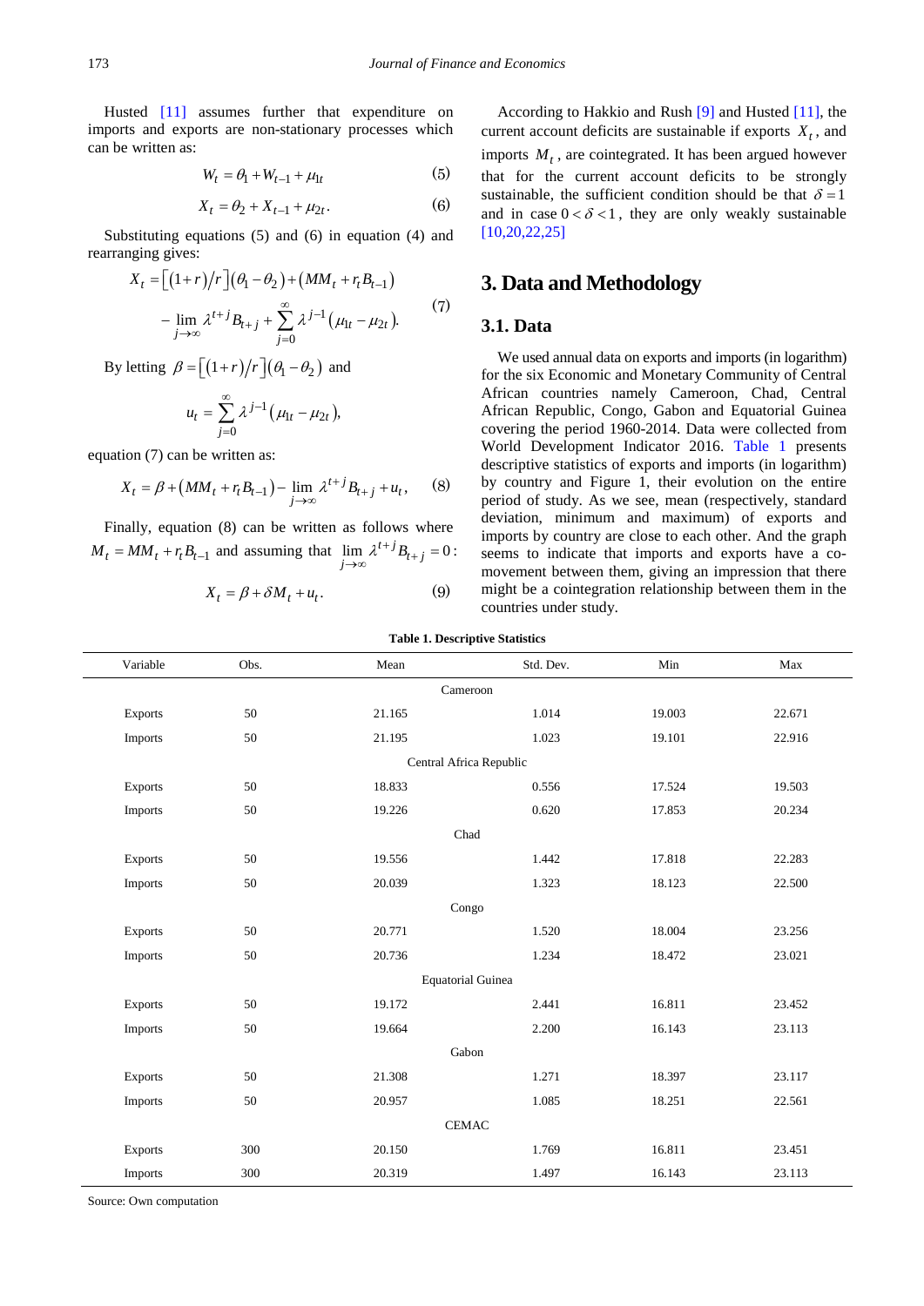Husted [11] assumes further that expenditure on imports and exports are non-stationary processes which can be written as:

$$W_t = \theta_1 + W_{t-1} + \mu_{1t} \tag{5}$$

$$X_t = \theta_2 + X_{t-1} + \mu_{2t}. \tag{6}$$

Substituting equations (5) and (6) in equation (4) and rearranging gives:

$$X_t = \left[(1+r)/r\right](\theta_1 - \theta_2) + \left(MM_t + r_t B_{t-1}\right) - \lim_{j\to\infty} \lambda^{t+j} B_{t+j} + \sum_{j=0}^{\infty} \lambda^{j-1}\left(\mu_{1t} - \mu_{2t}\right). \tag{7}$$

By letting $\beta = \left[(1+r)/r\right](\theta_1 - \theta_2)$ and

$$u_t = \sum_{j=0}^{\infty} \lambda^{j-1}\left(\mu_{1t} - \mu_{2t}\right),$$

equation (7) can be written as:

$$X_t = \beta + \left(MM_t + r_t B_{t-1}\right) - \lim_{j\to\infty} \lambda^{t+j} B_{t+j} + u_t, \tag{8}$$

Finally, equation (8) can be written as follows where $M_t = MM_t + r_t B_{t-1}$ and assuming that $\lim_{j\to\infty} \lambda^{t+j} B_{t+j} = 0$:

$$X_t = \beta + \delta M_t + u_t. \tag{9}$$

According to Hakkio and Rush [9] and Husted [11], the current account deficits are sustainable if exports $X_t$, and imports $M_t$, are cointegrated. It has been argued however that for the current account deficits to be strongly sustainable, the sufficient condition should be that $\delta = 1$ and in case $0 < \delta < 1$, they are only weakly sustainable [10,20,22,25]

## 3. Data and Methodology

### 3.1. Data

We used annual data on exports and imports (in logarithm) for the six Economic and Monetary Community of Central African countries namely Cameroon, Chad, Central African Republic, Congo, Gabon and Equatorial Guinea covering the period 1960-2014. Data were collected from World Development Indicator 2016. Table 1 presents descriptive statistics of exports and imports (in logarithm) by country and Figure 1, their evolution on the entire period of study. As we see, mean (respectively, standard deviation, minimum and maximum) of exports and imports by country are close to each other. And the graph seems to indicate that imports and exports have a co-movement between them, giving an impression that there might be a cointegration relationship between them in the countries under study.

**Table 1. Descriptive Statistics**

| Variable | Obs. | Mean | Std. Dev. | Min | Max |
|---|---|---|---|---|---|
| | | | Cameroon | | |
| Exports | 50 | 21.165 | 1.014 | 19.003 | 22.671 |
| Imports | 50 | 21.195 | 1.023 | 19.101 | 22.916 |
| | | | Central Africa Republic | | |
| Exports | 50 | 18.833 | 0.556 | 17.524 | 19.503 |
| Imports | 50 | 19.226 | 0.620 | 17.853 | 20.234 |
| | | | Chad | | |
| Exports | 50 | 19.556 | 1.442 | 17.818 | 22.283 |
| Imports | 50 | 20.039 | 1.323 | 18.123 | 22.500 |
| | | | Congo | | |
| Exports | 50 | 20.771 | 1.520 | 18.004 | 23.256 |
| Imports | 50 | 20.736 | 1.234 | 18.472 | 23.021 |
| | | | Equatorial Guinea | | |
| Exports | 50 | 19.172 | 2.441 | 16.811 | 23.452 |
| Imports | 50 | 19.664 | 2.200 | 16.143 | 23.113 |
| | | | Gabon | | |
| Exports | 50 | 21.308 | 1.271 | 18.397 | 23.117 |
| Imports | 50 | 20.957 | 1.085 | 18.251 | 22.561 |
| | | | CEMAC | | |
| Exports | 300 | 20.150 | 1.769 | 16.811 | 23.451 |
| Imports | 300 | 20.319 | 1.497 | 16.143 | 23.113 |

Source: Own computation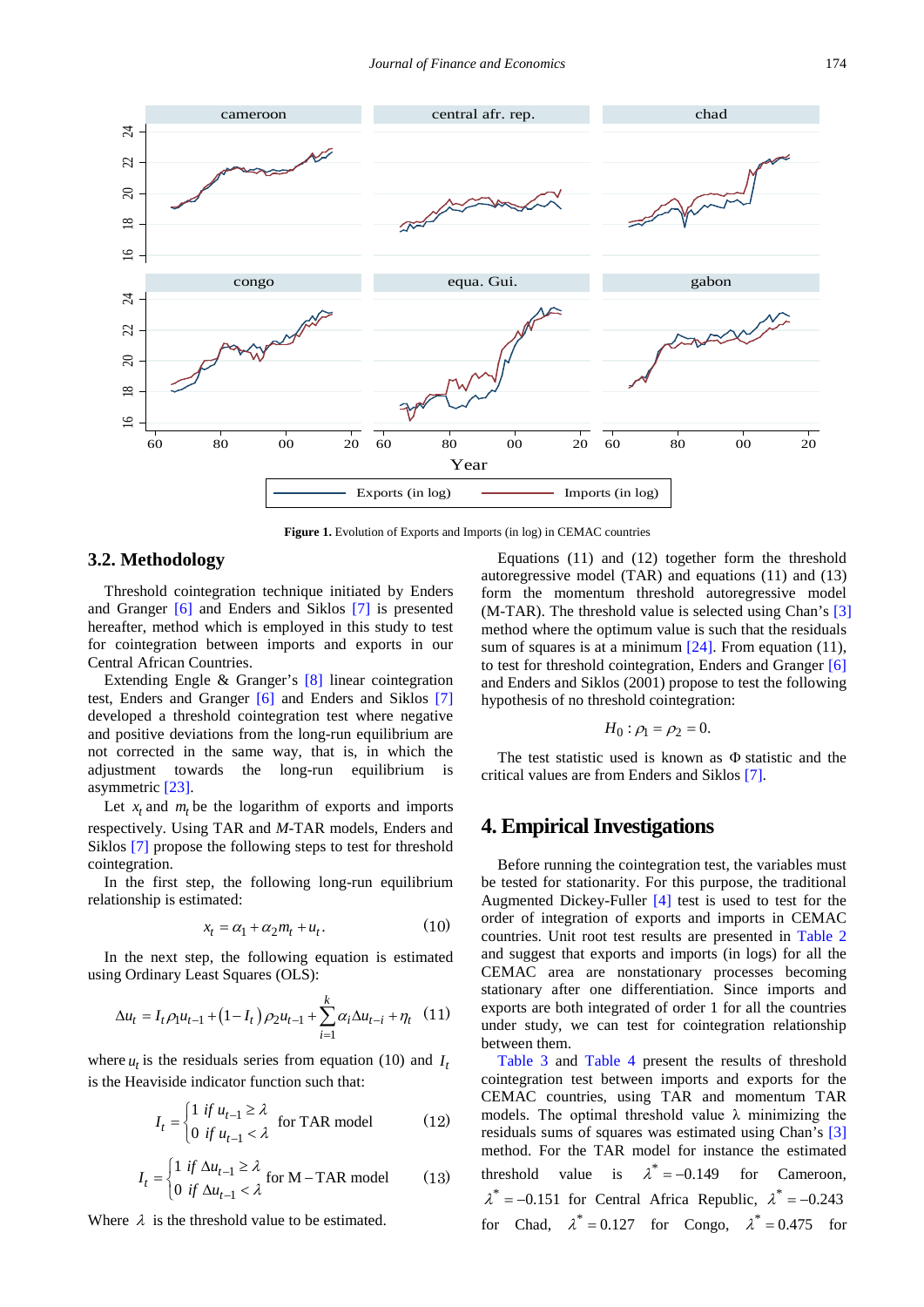Figure 1. Evolution of Exports and Imports (in log) in CEMAC countries

## 3.2. Methodology

Threshold cointegration technique initiated by Enders and Granger [6] and Enders and Siklos [7] is presented hereafter, method which is employed in this study to test for cointegration between imports and exports in our Central African Countries.

Extending Engle & Granger's [8] linear cointegration test, Enders and Granger [6] and Enders and Siklos [7] developed a threshold cointegration test where negative and positive deviations from the long-run equilibrium are not corrected in the same way, that is, in which the adjustment towards the long-run equilibrium is asymmetric [23].

Let $x_t$ and $m_t$ be the logarithm of exports and imports respectively. Using TAR and *M*-TAR models, Enders and Siklos [7] propose the following steps to test for threshold cointegration.

In the first step, the following long-run equilibrium relationship is estimated:

$$x_t = \alpha_1 + \alpha_2 m_t + u_t. \tag{10}$$

In the next step, the following equation is estimated using Ordinary Least Squares (OLS):

$$\Delta u_t = I_t \rho_1 u_{t-1} + (1 - I_t)\rho_2 u_{t-1} + \sum_{i=1}^{k} \alpha_i \Delta u_{t-i} + \eta_t \tag{11}$$

where $u_t$ is the residuals series from equation (10) and $I_t$ is the Heaviside indicator function such that:

$$I_t = \begin{cases} 1 \text{ if } u_{t-1} \geq \lambda \\ 0 \text{ if } u_{t-1} < \lambda \end{cases} \text{ for TAR model} \tag{12}$$

$$I_t = \begin{cases} 1 \text{ if } \Delta u_{t-1} \geq \lambda \\ 0 \text{ if } \Delta u_{t-1} < \lambda \end{cases} \text{ for M} - \text{TAR model} \tag{13}$$

Where $\lambda$ is the threshold value to be estimated.

Equations (11) and (12) together form the threshold autoregressive model (TAR) and equations (11) and (13) form the momentum threshold autoregressive model (M-TAR). The threshold value is selected using Chan's [3] method where the optimum value is such that the residuals sum of squares is at a minimum [24]. From equation (11), to test for threshold cointegration, Enders and Granger [6] and Enders and Siklos (2001) propose to test the following hypothesis of no threshold cointegration:

$$H_0 : \rho_1 = \rho_2 = 0.$$

The test statistic used is known as $\Phi$ statistic and the critical values are from Enders and Siklos [7].

# 4. Empirical Investigations

Before running the cointegration test, the variables must be tested for stationarity. For this purpose, the traditional Augmented Dickey-Fuller [4] test is used to test for the order of integration of exports and imports in CEMAC countries. Unit root test results are presented in Table 2 and suggest that exports and imports (in logs) for all the CEMAC area are nonstationary processes becoming stationary after one differentiation. Since imports and exports are both integrated of order 1 for all the countries under study, we can test for cointegration relationship between them.

Table 3 and Table 4 present the results of threshold cointegration test between imports and exports for the CEMAC countries, using TAR and momentum TAR models. The optimal threshold value λ minimizing the residuals sums of squares was estimated using Chan's [3] method. For the TAR model for instance the estimated threshold value is $\lambda^* = -0.149$ for Cameroon, $\lambda^* = -0.151$ for Central Africa Republic, $\lambda^* = -0.243$ for Chad, $\lambda^* = 0.127$ for Congo, $\lambda^* = 0.475$ for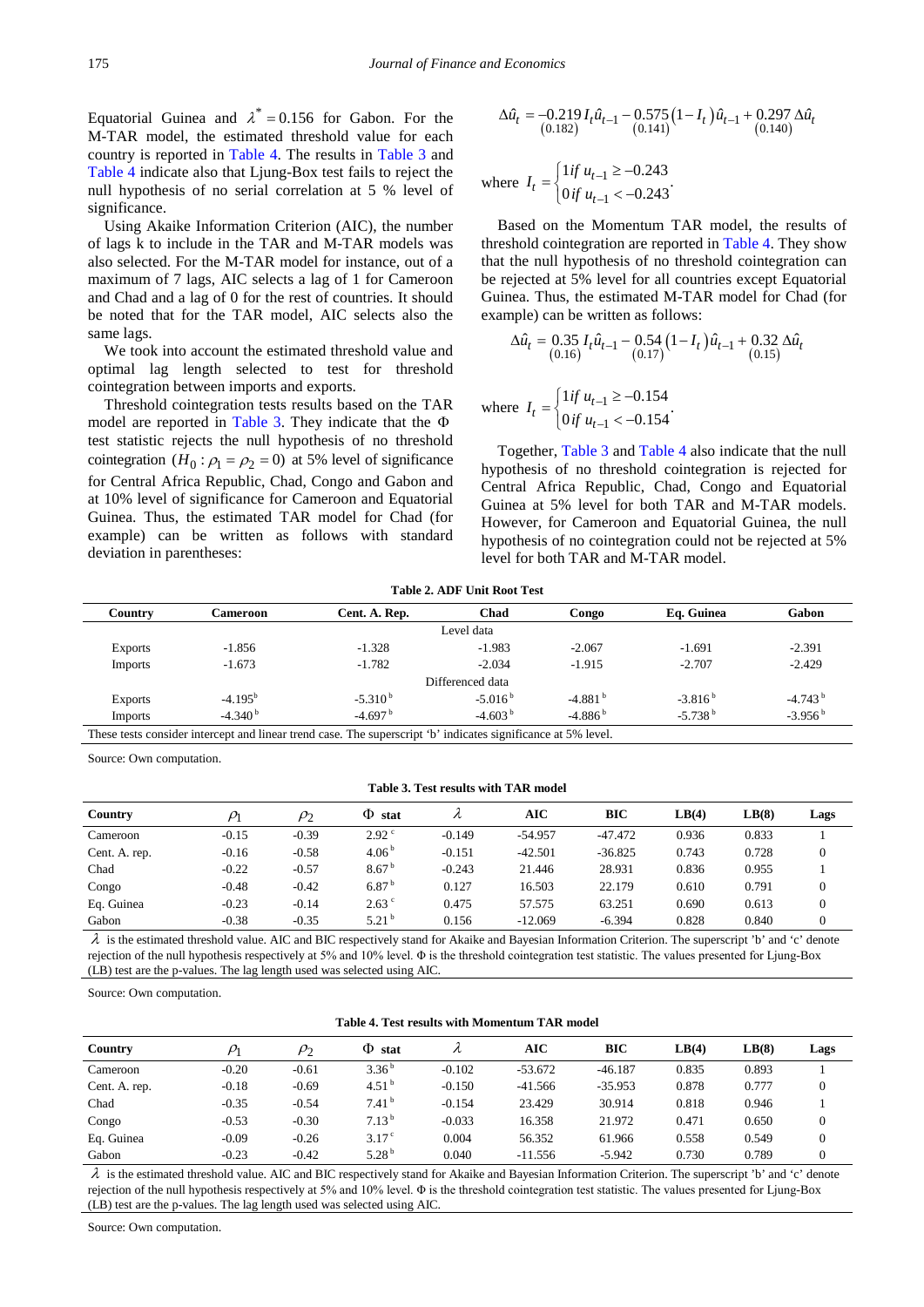Equatorial Guinea and $\lambda^* = 0.156$ for Gabon. For the M-TAR model, the estimated threshold value for each country is reported in Table 4. The results in Table 3 and Table 4 indicate also that Ljung-Box test fails to reject the null hypothesis of no serial correlation at 5 % level of significance.

Using Akaike Information Criterion (AIC), the number of lags k to include in the TAR and M-TAR models was also selected. For the M-TAR model for instance, out of a maximum of 7 lags, AIC selects a lag of 1 for Cameroon and Chad and a lag of 0 for the rest of countries. It should be noted that for the TAR model, AIC selects also the same lags.

We took into account the estimated threshold value and optimal lag length selected to test for threshold cointegration between imports and exports.

Threshold cointegration tests results based on the TAR model are reported in Table 3. They indicate that the Φ test statistic rejects the null hypothesis of no threshold cointegration ($H_0 : \rho_1 = \rho_2 = 0$) at 5% level of significance for Central Africa Republic, Chad, Congo and Gabon and at 10% level of significance for Cameroon and Equatorial Guinea. Thus, the estimated TAR model for Chad (for example) can be written as follows with standard deviation in parentheses:

$$\Delta\hat{u}_t = \underset{(0.182)}{-0.219}\, I_t \hat{u}_{t-1} - \underset{(0.141)}{0.575}\left(1 - I_t\right)\hat{u}_{t-1} + \underset{(0.140)}{0.297}\, \Delta\hat{u}_t$$

$$\text{where } I_t = \begin{cases} 1 \text{ if } u_{t-1} \geq -0.243 \\ 0 \text{ if } u_{t-1} < -0.243 \end{cases}.$$

Based on the Momentum TAR model, the results of threshold cointegration are reported in Table 4. They show that the null hypothesis of no threshold cointegration can be rejected at 5% level for all countries except Equatorial Guinea. Thus, the estimated M-TAR model for Chad (for example) can be written as follows:

$$\Delta\hat{u}_t = \underset{(0.16)}{0.35}\, I_t \hat{u}_{t-1} - \underset{(0.17)}{0.54}\left(1 - I_t\right)\hat{u}_{t-1} + \underset{(0.15)}{0.32}\, \Delta\hat{u}_t$$

$$\text{where } I_t = \begin{cases} 1 \text{ if } u_{t-1} \geq -0.154 \\ 0 \text{ if } u_{t-1} < -0.154 \end{cases}.$$

Together, Table 3 and Table 4 also indicate that the null hypothesis of no threshold cointegration is rejected for Central Africa Republic, Chad, Congo and Equatorial Guinea at 5% level for both TAR and M-TAR models. However, for Cameroon and Equatorial Guinea, the null hypothesis of no cointegration could not be rejected at 5% level for both TAR and M-TAR model.

**Table 2. ADF Unit Root Test**

| Country | Cameroon | Cent. A. Rep. | Chad | Congo | Eq. Guinea | Gabon |
|---|---|---|---|---|---|---|
| | | | Level data | | | |
| Exports | -1.856 | -1.328 | -1.983 | -2.067 | -1.691 | -2.391 |
| Imports | -1.673 | -1.782 | -2.034 | -1.915 | -2.707 | -2.429 |
| | | | Differenced data | | | |
| Exports | -4.195[b] | -5.310[b] | -5.016[b] | -4.881[b] | -3.816[b] | -4.743[b] |
| Imports | -4.340[b] | -4.697[b] | -4.603[b] | -4.886[b] | -5.738[b] | -3.956[b] |

These tests consider intercept and linear trend case. The superscript 'b' indicates significance at 5% level.

Source: Own computation.

**Table 3. Test results with TAR model**

| Country | $\rho_1$ | $\rho_2$ | Φ stat | $\lambda$ | AIC | BIC | LB(4) | LB(8) | Lags |
|---|---|---|---|---|---|---|---|---|---|
| Cameroon | -0.15 | -0.39 | 2.92[c] | -0.149 | -54.957 | -47.472 | 0.936 | 0.833 | 1 |
| Cent. A. rep. | -0.16 | -0.58 | 4.06[b] | -0.151 | -42.501 | -36.825 | 0.743 | 0.728 | 0 |
| Chad | -0.22 | -0.57 | 8.67[b] | -0.243 | 21.446 | 28.931 | 0.836 | 0.955 | 1 |
| Congo | -0.48 | -0.42 | 6.87[b] | 0.127 | 16.503 | 22.179 | 0.610 | 0.791 | 0 |
| Eq. Guinea | -0.23 | -0.14 | 2.63[c] | 0.475 | 57.575 | 63.251 | 0.690 | 0.613 | 0 |
| Gabon | -0.38 | -0.35 | 5.21[b] | 0.156 | -12.069 | -6.394 | 0.828 | 0.840 | 0 |

$\lambda$ is the estimated threshold value. AIC and BIC respectively stand for Akaike and Bayesian Information Criterion. The superscript 'b' and 'c' denote rejection of the null hypothesis respectively at 5% and 10% level. Φ is the threshold cointegration test statistic. The values presented for Ljung-Box (LB) test are the p-values. The lag length used was selected using AIC.

Source: Own computation.

**Table 4. Test results with Momentum TAR model**

| Country | $\rho_1$ | $\rho_2$ | Φ stat | $\lambda$ | AIC | BIC | LB(4) | LB(8) | Lags |
|---|---|---|---|---|---|---|---|---|---|
| Cameroon | -0.20 | -0.61 | 3.36[b] | -0.102 | -53.672 | -46.187 | 0.835 | 0.893 | 1 |
| Cent. A. rep. | -0.18 | -0.69 | 4.51[b] | -0.150 | -41.566 | -35.953 | 0.878 | 0.777 | 0 |
| Chad | -0.35 | -0.54 | 7.41[b] | -0.154 | 23.429 | 30.914 | 0.818 | 0.946 | 1 |
| Congo | -0.53 | -0.30 | 7.13[b] | -0.033 | 16.358 | 21.972 | 0.471 | 0.650 | 0 |
| Eq. Guinea | -0.09 | -0.26 | 3.17[c] | 0.004 | 56.352 | 61.966 | 0.558 | 0.549 | 0 |
| Gabon | -0.23 | -0.42 | 5.28[b] | 0.040 | -11.556 | -5.942 | 0.730 | 0.789 | 0 |

$\lambda$ is the estimated threshold value. AIC and BIC respectively stand for Akaike and Bayesian Information Criterion. The superscript 'b' and 'c' denote rejection of the null hypothesis respectively at 5% and 10% level. Φ is the threshold cointegration test statistic. The values presented for Ljung-Box (LB) test are the p-values. The lag length used was selected using AIC.

Source: Own computation.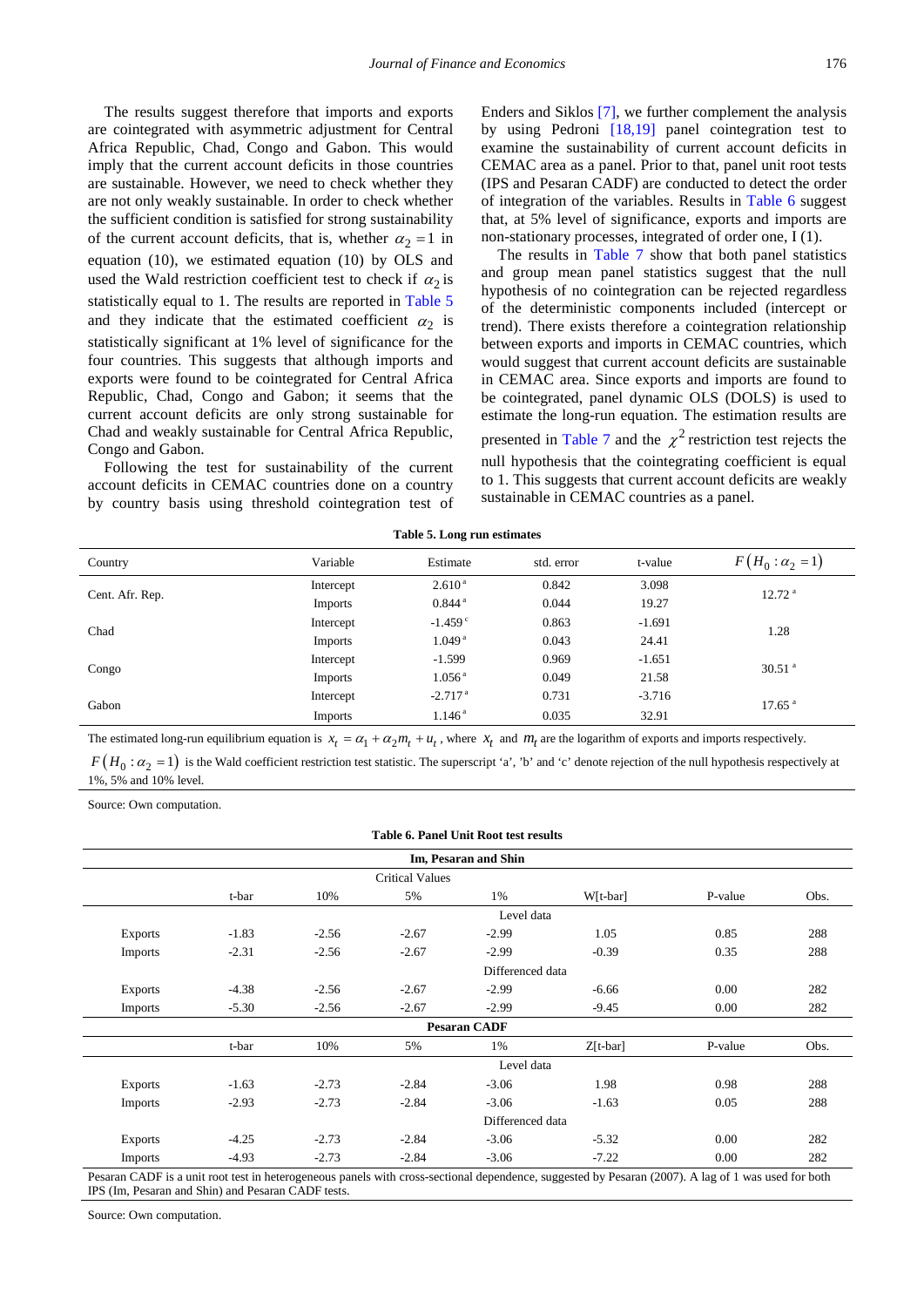The results suggest therefore that imports and exports are cointegrated with asymmetric adjustment for Central Africa Republic, Chad, Congo and Gabon. This would imply that the current account deficits in those countries are sustainable. However, we need to check whether they are not only weakly sustainable. In order to check whether the sufficient condition is satisfied for strong sustainability of the current account deficits, that is, whether $\alpha_2 = 1$ in equation (10), we estimated equation (10) by OLS and used the Wald restriction coefficient test to check if $\alpha_2$ is statistically equal to 1. The results are reported in Table 5 and they indicate that the estimated coefficient $\alpha_2$ is statistically significant at 1% level of significance for the four countries. This suggests that although imports and exports were found to be cointegrated for Central Africa Republic, Chad, Congo and Gabon; it seems that the current account deficits are only strong sustainable for Chad and weakly sustainable for Central Africa Republic, Congo and Gabon.

Following the test for sustainability of the current account deficits in CEMAC countries done on a country by country basis using threshold cointegration test of Enders and Siklos [7], we further complement the analysis by using Pedroni [18,19] panel cointegration test to examine the sustainability of current account deficits in CEMAC area as a panel. Prior to that, panel unit root tests (IPS and Pesaran CADF) are conducted to detect the order of integration of the variables. Results in Table 6 suggest that, at 5% level of significance, exports and imports are non-stationary processes, integrated of order one, I (1).

The results in Table 7 show that both panel statistics and group mean panel statistics suggest that the null hypothesis of no cointegration can be rejected regardless of the deterministic components included (intercept or trend). There exists therefore a cointegration relationship between exports and imports in CEMAC countries, which would suggest that current account deficits are sustainable in CEMAC area. Since exports and imports are found to be cointegrated, panel dynamic OLS (DOLS) is used to estimate the long-run equation. The estimation results are presented in Table 7 and the $\chi^2$ restriction test rejects the null hypothesis that the cointegrating coefficient is equal to 1. This suggests that current account deficits are weakly sustainable in CEMAC countries as a panel.

**Table 5. Long run estimates**

| Country | Variable | Estimate | std. error | t-value | $F(H_0 : \alpha_2 = 1)$ |
|---|---|---|---|---|---|
| Cent. Afr. Rep. | Intercept | 2.610 [a] | 0.842 | 3.098 | 12.72 [a] |
| | Imports | 0.844 [a] | 0.044 | 19.27 | |
| Chad | Intercept | -1.459 [c] | 0.863 | -1.691 | 1.28 |
| | Imports | 1.049 [a] | 0.043 | 24.41 | |
| Congo | Intercept | -1.599 | 0.969 | -1.651 | 30.51 [a] |
| | Imports | 1.056 [a] | 0.049 | 21.58 | |
| Gabon | Intercept | -2.717 [a] | 0.731 | -3.716 | 17.65 [a] |
| | Imports | 1.146 [a] | 0.035 | 32.91 | |

The estimated long-run equilibrium equation is $x_t = \alpha_1 + \alpha_2 m_t + u_t$, where $x_t$ and $m_t$ are the logarithm of exports and imports respectively.

$F(H_0 : \alpha_2 = 1)$ is the Wald coefficient restriction test statistic. The superscript 'a', 'b' and 'c' denote rejection of the null hypothesis respectively at 1%, 5% and 10% level.

Source: Own computation.

**Table 6. Panel Unit Root test results**

| | Im, Pesaran and Shin | | | | | | |
|---|---|---|---|---|---|---|---|
| | | | Critical Values | | | | |
| | t-bar | 10% | 5% | 1% | W[t-bar] | P-value | Obs. |
| | | | | Level data | | | |
| Exports | -1.83 | -2.56 | -2.67 | -2.99 | 1.05 | 0.85 | 288 |
| Imports | -2.31 | -2.56 | -2.67 | -2.99 | -0.39 | 0.35 | 288 |
| | | | | Differenced data | | | |
| Exports | -4.38 | -2.56 | -2.67 | -2.99 | -6.66 | 0.00 | 282 |
| Imports | -5.30 | -2.56 | -2.67 | -2.99 | -9.45 | 0.00 | 282 |
| | **Pesaran CADF** | | | | | | |
| | t-bar | 10% | 5% | 1% | Z[t-bar] | P-value | Obs. |
| | | | | Level data | | | |
| Exports | -1.63 | -2.73 | -2.84 | -3.06 | 1.98 | 0.98 | 288 |
| Imports | -2.93 | -2.73 | -2.84 | -3.06 | -1.63 | 0.05 | 288 |
| | | | | Differenced data | | | |
| Exports | -4.25 | -2.73 | -2.84 | -3.06 | -5.32 | 0.00 | 282 |
| Imports | -4.93 | -2.73 | -2.84 | -3.06 | -7.22 | 0.00 | 282 |

Pesaran CADF is a unit root test in heterogeneous panels with cross-sectional dependence, suggested by Pesaran (2007). A lag of 1 was used for both IPS (Im, Pesaran and Shin) and Pesaran CADF tests.

Source: Own computation.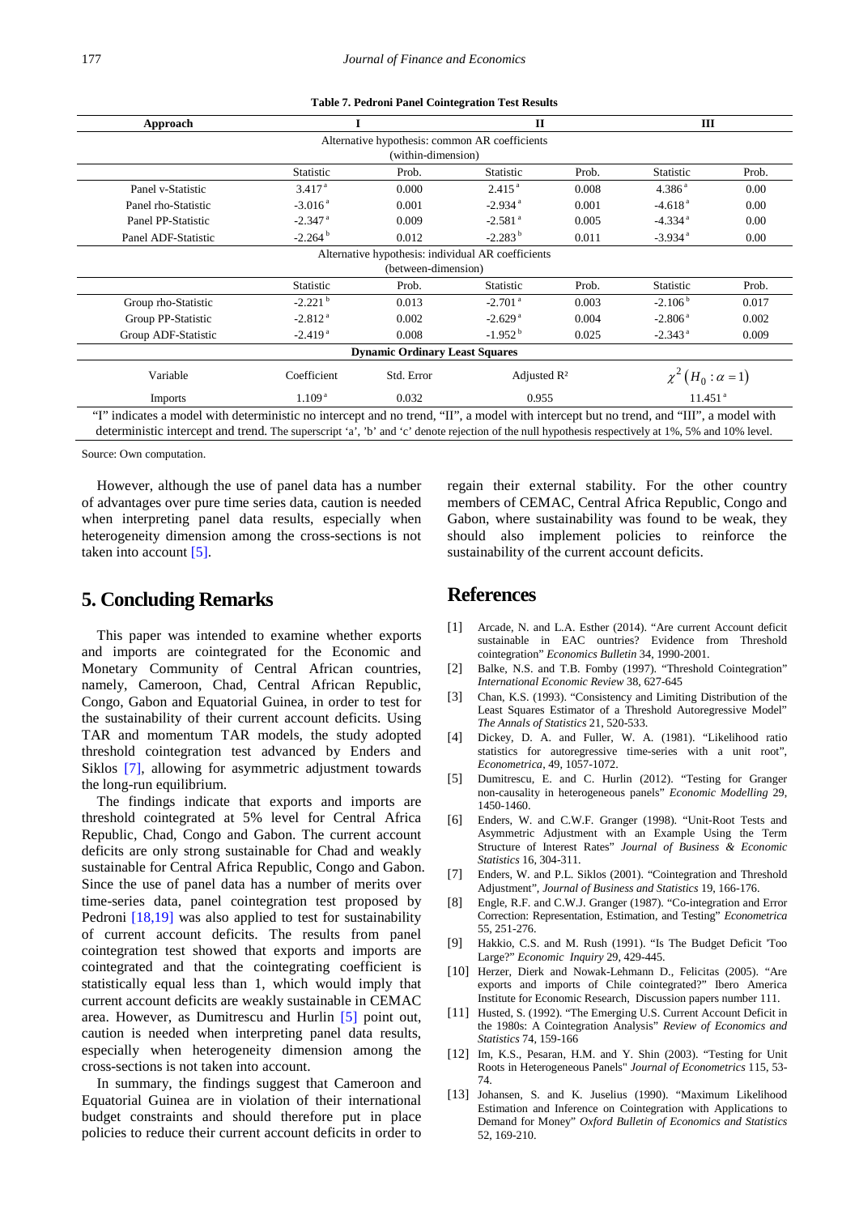**Table 7. Pedroni Panel Cointegration Test Results**

| Approach | I | | II | | III | |
|---|---|---|---|---|---|---|
| Alternative hypothesis: common AR coefficients (within-dimension) | | | | | | |
| | Statistic | Prob. | Statistic | Prob. | Statistic | Prob. |
| Panel v-Statistic | 3.417 [a] | 0.000 | 2.415 [a] | 0.008 | 4.386 [a] | 0.00 |
| Panel rho-Statistic | -3.016 [a] | 0.001 | -2.934 [a] | 0.001 | -4.618 [a] | 0.00 |
| Panel PP-Statistic | -2.347 [a] | 0.009 | -2.581 [a] | 0.005 | -4.334 [a] | 0.00 |
| Panel ADF-Statistic | -2.264 [b] | 0.012 | -2.283 [b] | 0.011 | -3.934 [a] | 0.00 |
| Alternative hypothesis: individual AR coefficients (between-dimension) | | | | | | |
| | Statistic | Prob. | Statistic | Prob. | Statistic | Prob. |
| Group rho-Statistic | -2.221 [b] | 0.013 | -2.701 [a] | 0.003 | -2.106 [b] | 0.017 |
| Group PP-Statistic | -2.812 [a] | 0.002 | -2.629 [a] | 0.004 | -2.806 [a] | 0.002 |
| Group ADF-Statistic | -2.419 [a] | 0.008 | -1.952 [b] | 0.025 | -2.343 [a] | 0.009 |
| **Dynamic Ordinary Least Squares** | | | | | | |
| Variable | Coefficient | Std. Error | Adjusted $R^2$ | | $\chi^2(H_0 : \alpha = 1)$ | |
| Imports | 1.109 [a] | 0.032 | 0.955 | | 11.451 [a] | |

"I" indicates a model with deterministic no intercept and no trend, "II", a model with intercept but no trend, and "III", a model with deterministic intercept and trend. The superscript 'a', 'b' and 'c' denote rejection of the null hypothesis at 1%, 5% and 10% level.

Source: Own computation.

However, although the use of panel data has a number of advantages over pure time series data, caution is needed when interpreting panel data results, especially when heterogeneity dimension among the cross-sections is not taken into account [5].

## 5. Concluding Remarks

This paper was intended to examine whether exports and imports are cointegrated for the Economic and Monetary Community of Central African countries, namely, Cameroon, Chad, Central African Republic, Congo, Gabon and Equatorial Guinea, in order to test for the sustainability of their current account deficits. Using TAR and momentum TAR models, the study adopted threshold cointegration test advanced by Enders and Siklos [7], allowing for asymmetric adjustment towards the long-run equilibrium.

The findings indicate that exports and imports are threshold cointegrated at 5% level for Central Africa Republic, Chad, Congo and Gabon. The current account deficits are only strong sustainable for Chad and weakly sustainable for Central Africa Republic, Congo and Gabon. Since the use of panel data has a number of merits over time-series data, panel cointegration test proposed by Pedroni [18,19] was also applied to test for sustainability of current account deficits. The results from panel cointegration test showed that exports and imports are cointegrated and that the cointegrating coefficient is statistically equal less than 1, which would imply that current account deficits are weakly sustainable in CEMAC area. However, as Dumitrescu and Hurlin [5] point out, caution is needed when interpreting panel data results, especially when heterogeneity dimension among the cross-sections is not taken into account.

In summary, the findings suggest that Cameroon and Equatorial Guinea are in violation of their international budget constraints and should therefore put in place policies to reduce their current account deficits in order to regain their external stability. For the other country members of CEMAC, Central Africa Republic, Congo and Gabon, where sustainability was found to be weak, they should also implement policies to reinforce the sustainability of the current account deficits.

## References

[1] Arcade, N. and L.A. Esther (2014). "Are current Account deficit sustainable in EAC ountries? Evidence from Threshold cointegration" *Economics Bulletin* 34, 1990-2001.

[2] Balke, N.S. and T.B. Fomby (1997). "Threshold Cointegration" *International Economic Review* 38, 627-645

[3] Chan, K.S. (1993). "Consistency and Limiting Distribution of the Least Squares Estimator of a Threshold Autoregressive Model" *The Annals of Statistics* 21, 520-533.

[4] Dickey, D. A. and Fuller, W. A. (1981). "Likelihood ratio statistics for autoregressive time-series with a unit root", *Econometrica*, 49, 1057-1072.

[5] Dumitrescu, E. and C. Hurlin (2012). "Testing for Granger non-causality in heterogeneous panels" *Economic Modelling* 29, 1450-1460.

[6] Enders, W. and C.W.F. Granger (1998). "Unit-Root Tests and Asymmetric Adjustment with an Example Using the Term Structure of Interest Rates" *Journal of Business & Economic Statistics* 16, 304-311.

[7] Enders, W. and P.L. Siklos (2001). "Cointegration and Threshold Adjustment", *Journal of Business and Statistics* 19, 166-176.

[8] Engle, R.F. and C.W.J. Granger (1987). "Co-integration and Error Correction: Representation, Estimation, and Testing" *Econometrica* 55, 251-276.

[9] Hakkio, C.S. and M. Rush (1991). "Is The Budget Deficit 'Too Large?" *Economic Inquiry* 29, 429-445.

[10] Herzer, Dierk and Nowak-Lehmann D., Felicitas (2005). "Are exports and imports of Chile cointegrated?" Ibero America Institute for Economic Research, Discussion papers number 111.

[11] Husted, S. (1992). "The Emerging U.S. Current Account Deficit in the 1980s: A Cointegration Analysis" *Review of Economics and Statistics* 74, 159-166

[12] Im, K.S., Pesaran, H.M. and Y. Shin (2003). "Testing for Unit Roots in Heterogeneous Panels" *Journal of Econometrics* 115, 53-74.

[13] Johansen, S. and K. Juselius (1990). "Maximum Likelihood Estimation and Inference on Cointegration with Applications to Demand for Money" *Oxford Bulletin of Economics and Statistics* 52, 169-210.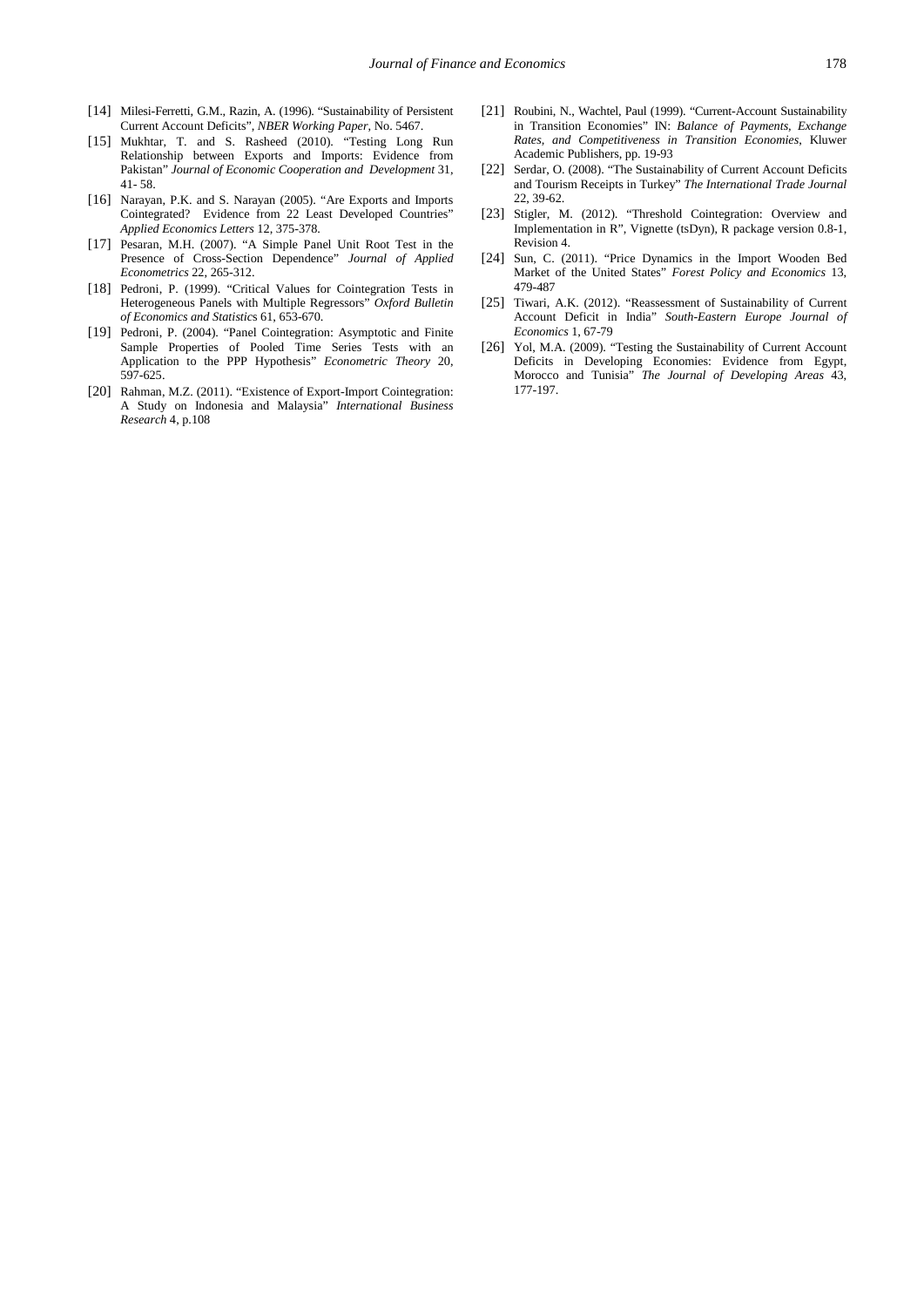[14] Milesi-Ferretti, G.M., Razin, A. (1996). "Sustainability of Persistent Current Account Deficits", *NBER Working Paper*, No. 5467.

[15] Mukhtar, T. and S. Rasheed (2010). "Testing Long Run Relationship between Exports and Imports: Evidence from Pakistan" *Journal of Economic Cooperation and Development* 31, 41- 58.

[16] Narayan, P.K. and S. Narayan (2005). "Are Exports and Imports Cointegrated? Evidence from 22 Least Developed Countries" *Applied Economics Letters* 12, 375-378.

[17] Pesaran, M.H. (2007). "A Simple Panel Unit Root Test in the Presence of Cross-Section Dependence" *Journal of Applied Econometrics* 22, 265-312.

[18] Pedroni, P. (1999). "Critical Values for Cointegration Tests in Heterogeneous Panels with Multiple Regressors" *Oxford Bulletin of Economics and Statistics* 61, 653-670.

[19] Pedroni, P. (2004). "Panel Cointegration: Asymptotic and Finite Sample Properties of Pooled Time Series Tests with an Application to the PPP Hypothesis" *Econometric Theory* 20, 597-625.

[20] Rahman, M.Z. (2011). "Existence of Export-Import Cointegration: A Study on Indonesia and Malaysia" *International Business Research* 4, p.108

[21] Roubini, N., Wachtel, Paul (1999). "Current-Account Sustainability in Transition Economies" IN: *Balance of Payments, Exchange Rates, and Competitiveness in Transition Economies*, Kluwer Academic Publishers, pp. 19-93

[22] Serdar, O. (2008). "The Sustainability of Current Account Deficits and Tourism Receipts in Turkey" *The International Trade Journal* 22, 39-62.

[23] Stigler, M. (2012). "Threshold Cointegration: Overview and Implementation in R", Vignette (tsDyn), R package version 0.8-1, Revision 4.

[24] Sun, C. (2011). "Price Dynamics in the Import Wooden Bed Market of the United States" *Forest Policy and Economics* 13, 479-487

[25] Tiwari, A.K. (2012). "Reassessment of Sustainability of Current Account Deficit in India" *South-Eastern Europe Journal of Economics* 1, 67-79

[26] Yol, M.A. (2009). "Testing the Sustainability of Current Account Deficits in Developing Economies: Evidence from Egypt, Morocco and Tunisia" *The Journal of Developing Areas* 43, 177-197.